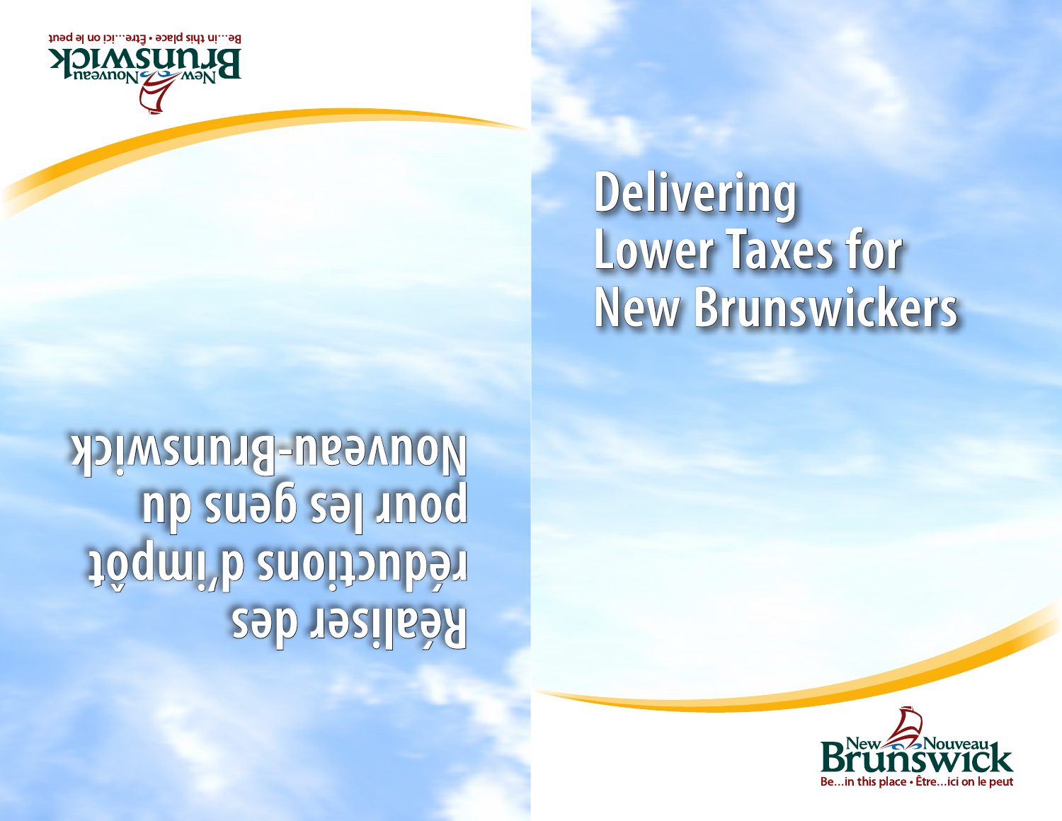# Delivering Lower Taxes for New Brunswickers

New Brunswick Nouveau Brunswick

Be…in this place • Être…ici on le peut

# Réaliser des réductions d'impôt pour les gens du Nouveau-Brunswick

New Brunswick Nouveau Brunswick

Be…in this place • Être…ici on le peut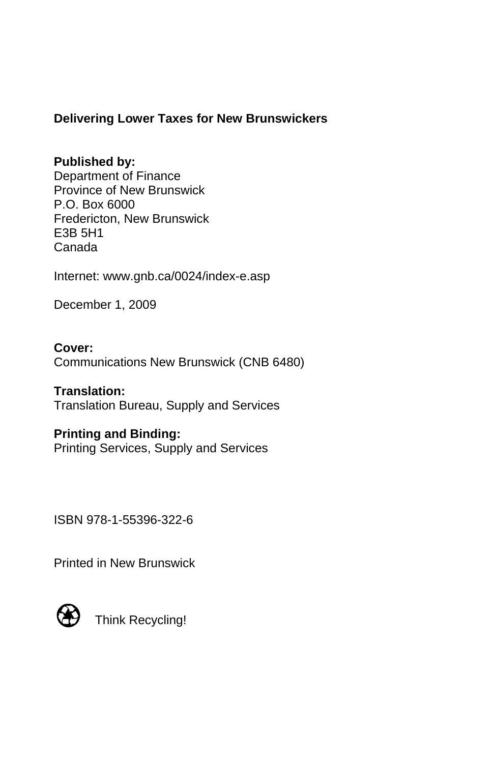**Delivering Lower Taxes for New Brunswickers**

**Published by:**
Department of Finance
Province of New Brunswick
P.O. Box 6000
Fredericton, New Brunswick
E3B 5H1
Canada

Internet: www.gnb.ca/0024/index-e.asp

December 1, 2009

**Cover:**
Communications New Brunswick (CNB 6480)

**Translation:**
Translation Bureau, Supply and Services

**Printing and Binding:**
Printing Services, Supply and Services

ISBN 978-1-55396-322-6

Printed in New Brunswick

Think Recycling!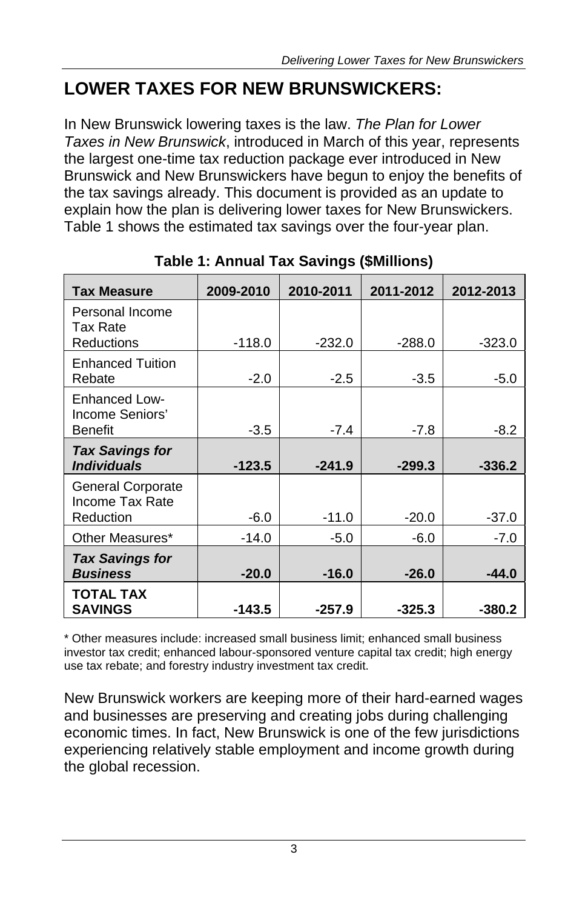# LOWER TAXES FOR NEW BRUNSWICKERS:

In New Brunswick lowering taxes is the law. *The Plan for Lower Taxes in New Brunswick*, introduced in March of this year, represents the largest one-time tax reduction package ever introduced in New Brunswick and New Brunswickers have begun to enjoy the benefits of the tax savings already. This document is provided as an update to explain how the plan is delivering lower taxes for New Brunswickers. Table 1 shows the estimated tax savings over the four-year plan.

**Table 1: Annual Tax Savings ($Millions)**

| Tax Measure | 2009-2010 | 2010-2011 | 2011-2012 | 2012-2013 |
|---|---|---|---|---|
| Personal Income Tax Rate Reductions | -118.0 | -232.0 | -288.0 | -323.0 |
| Enhanced Tuition Rebate | -2.0 | -2.5 | -3.5 | -5.0 |
| Enhanced Low-Income Seniors' Benefit | -3.5 | -7.4 | -7.8 | -8.2 |
| ***Tax Savings for Individuals*** | **-123.5** | **-241.9** | **-299.3** | **-336.2** |
| General Corporate Income Tax Rate Reduction | -6.0 | -11.0 | -20.0 | -37.0 |
| Other Measures* | -14.0 | -5.0 | -6.0 | -7.0 |
| ***Tax Savings for Business*** | **-20.0** | **-16.0** | **-26.0** | **-44.0** |
| **TOTAL TAX SAVINGS** | **-143.5** | **-257.9** | **-325.3** | **-380.2** |

* Other measures include: increased small business limit; enhanced small business investor tax credit; enhanced labour-sponsored venture capital tax credit; high energy use tax rebate; and forestry industry investment tax credit.

New Brunswick workers are keeping more of their hard-earned wages and businesses are preserving and creating jobs during challenging economic times. In fact, New Brunswick is one of the few jurisdictions experiencing relatively stable employment and income growth during the global recession.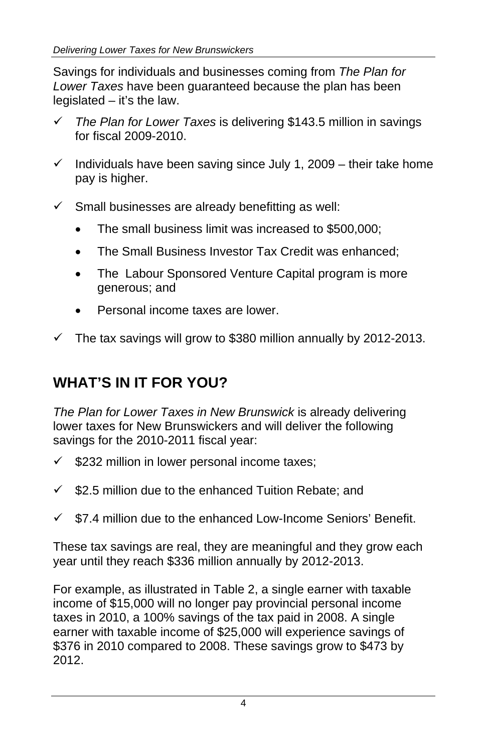Savings for individuals and businesses coming from *The Plan for Lower Taxes* have been guaranteed because the plan has been legislated – it's the law.

- ✓ *The Plan for Lower Taxes* is delivering $143.5 million in savings for fiscal 2009-2010.
- ✓ Individuals have been saving since July 1, 2009 – their take home pay is higher.
- ✓ Small businesses are already benefitting as well:
  - The small business limit was increased to $500,000;
  - The Small Business Investor Tax Credit was enhanced;
  - The Labour Sponsored Venture Capital program is more generous; and
  - Personal income taxes are lower.
- ✓ The tax savings will grow to $380 million annually by 2012-2013.

## WHAT'S IN IT FOR YOU?

*The Plan for Lower Taxes in New Brunswick* is already delivering lower taxes for New Brunswickers and will deliver the following savings for the 2010-2011 fiscal year:

- ✓ $232 million in lower personal income taxes;
- ✓ $2.5 million due to the enhanced Tuition Rebate; and
- ✓ $7.4 million due to the enhanced Low-Income Seniors' Benefit.

These tax savings are real, they are meaningful and they grow each year until they reach $336 million annually by 2012-2013.

For example, as illustrated in Table 2, a single earner with taxable income of $15,000 will no longer pay provincial personal income taxes in 2010, a 100% savings of the tax paid in 2008. A single earner with taxable income of $25,000 will experience savings of $376 in 2010 compared to 2008. These savings grow to $473 by 2012.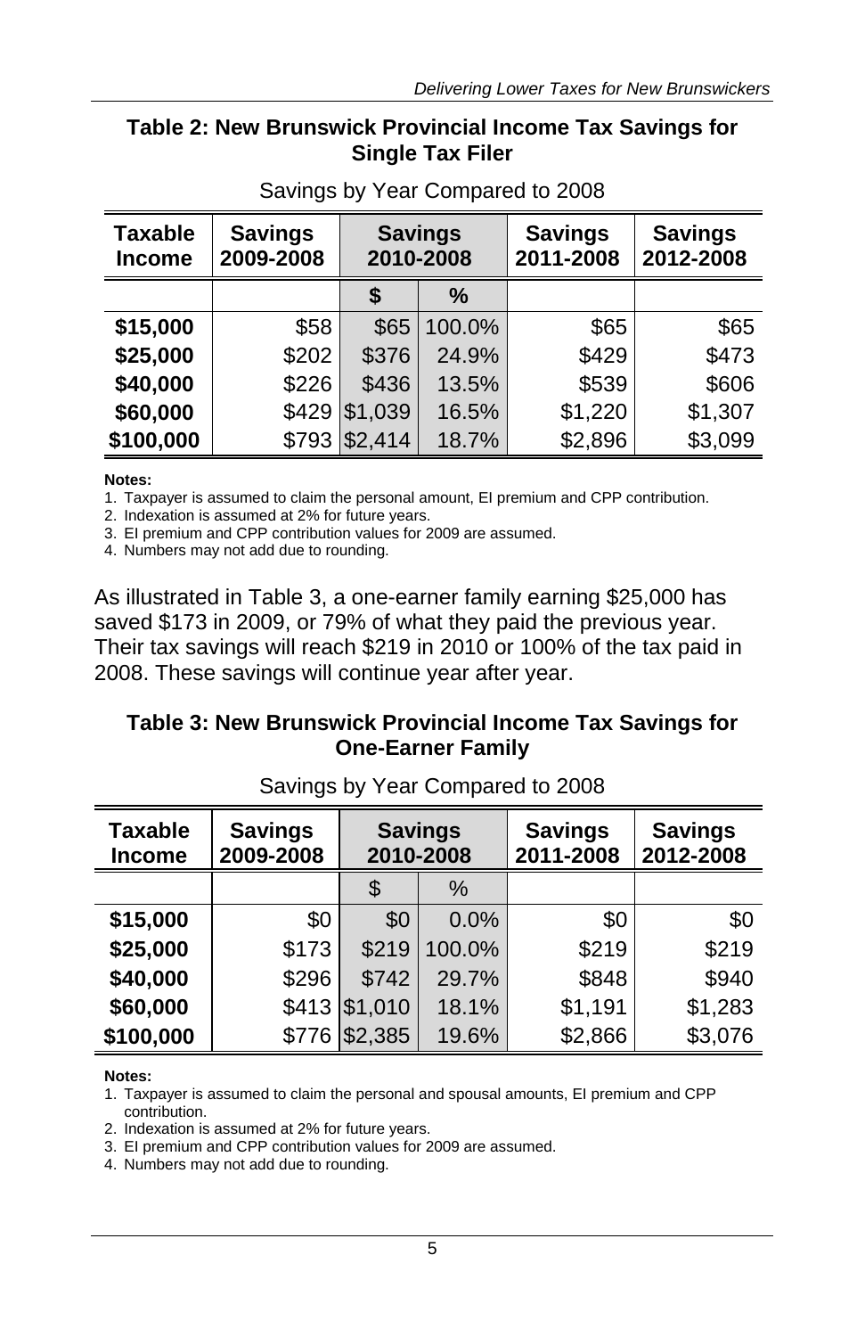### Table 2: New Brunswick Provincial Income Tax Savings for Single Tax Filer

Savings by Year Compared to 2008

| Taxable Income | Savings 2009-2008 | Savings 2010-2008 | | Savings 2011-2008 | Savings 2012-2008 |
|---|---|---|---|---|---|
| | | **$** | **%** | | |
| **$15,000** | $58 | $65 | 100.0% | $65 | $65 |
| **$25,000** | $202 | $376 | 24.9% | $429 | $473 |
| **$40,000** | $226 | $436 | 13.5% | $539 | $606 |
| **$60,000** | $429 | $1,039 | 16.5% | $1,220 | $1,307 |
| **$100,000** | $793 | $2,414 | 18.7% | $2,896 | $3,099 |

**Notes:**

1. Taxpayer is assumed to claim the personal amount, EI premium and CPP contribution.
2. Indexation is assumed at 2% for future years.
3. EI premium and CPP contribution values for 2009 are assumed.
4. Numbers may not add due to rounding.

As illustrated in Table 3, a one-earner family earning $25,000 has saved $173 in 2009, or 79% of what they paid the previous year. Their tax savings will reach $219 in 2010 or 100% of the tax paid in 2008. These savings will continue year after year.

### Table 3: New Brunswick Provincial Income Tax Savings for One-Earner Family

Savings by Year Compared to 2008

| Taxable Income | Savings 2009-2008 | Savings 2010-2008 | | Savings 2011-2008 | Savings 2012-2008 |
|---|---|---|---|---|---|
| | | $ | % | | |
| **$15,000** | $0 | $0 | 0.0% | $0 | $0 |
| **$25,000** | $173 | $219 | 100.0% | $219 | $219 |
| **$40,000** | $296 | $742 | 29.7% | $848 | $940 |
| **$60,000** | $413 | $1,010 | 18.1% | $1,191 | $1,283 |
| **$100,000** | $776 | $2,385 | 19.6% | $2,866 | $3,076 |

**Notes:**

1. Taxpayer is assumed to claim the personal and spousal amounts, EI premium and CPP contribution.
2. Indexation is assumed at 2% for future years.
3. EI premium and CPP contribution values for 2009 are assumed.
4. Numbers may not add due to rounding.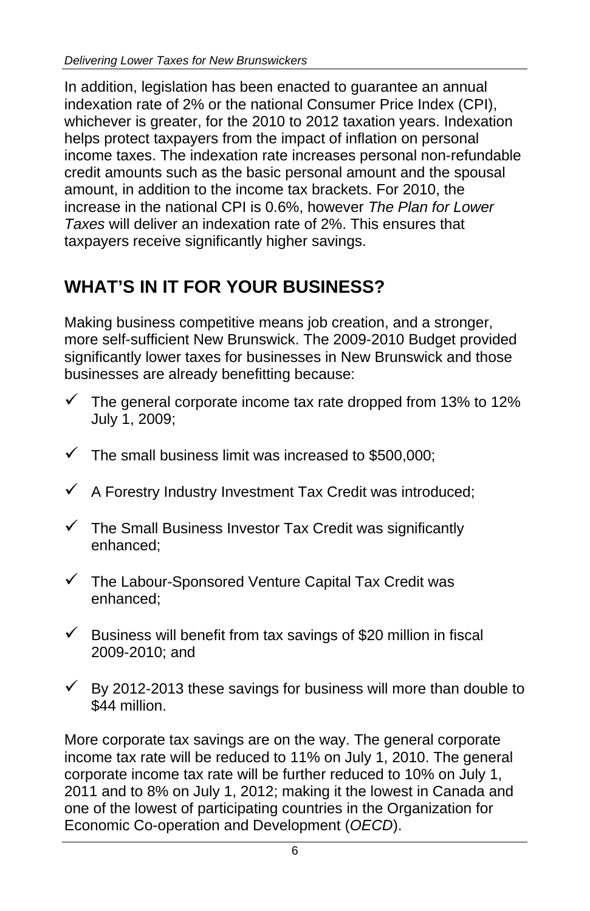In addition, legislation has been enacted to guarantee an annual indexation rate of 2% or the national Consumer Price Index (CPI), whichever is greater, for the 2010 to 2012 taxation years. Indexation helps protect taxpayers from the impact of inflation on personal income taxes. The indexation rate increases personal non-refundable credit amounts such as the basic personal amount and the spousal amount, in addition to the income tax brackets. For 2010, the increase in the national CPI is 0.6%, however *The Plan for Lower Taxes* will deliver an indexation rate of 2%. This ensures that taxpayers receive significantly higher savings.

## WHAT'S IN IT FOR YOUR BUSINESS?

Making business competitive means job creation, and a stronger, more self-sufficient New Brunswick. The 2009-2010 Budget provided significantly lower taxes for businesses in New Brunswick and those businesses are already benefitting because:

- ✓ The general corporate income tax rate dropped from 13% to 12% July 1, 2009;
- ✓ The small business limit was increased to $500,000;
- ✓ A Forestry Industry Investment Tax Credit was introduced;
- ✓ The Small Business Investor Tax Credit was significantly enhanced;
- ✓ The Labour-Sponsored Venture Capital Tax Credit was enhanced;
- ✓ Business will benefit from tax savings of $20 million in fiscal 2009-2010; and
- ✓ By 2012-2013 these savings for business will more than double to $44 million.

More corporate tax savings are on the way. The general corporate income tax rate will be reduced to 11% on July 1, 2010. The general corporate income tax rate will be further reduced to 10% on July 1, 2011 and to 8% on July 1, 2012; making it the lowest in Canada and one of the lowest of participating countries in the Organization for Economic Co-operation and Development (*OECD*).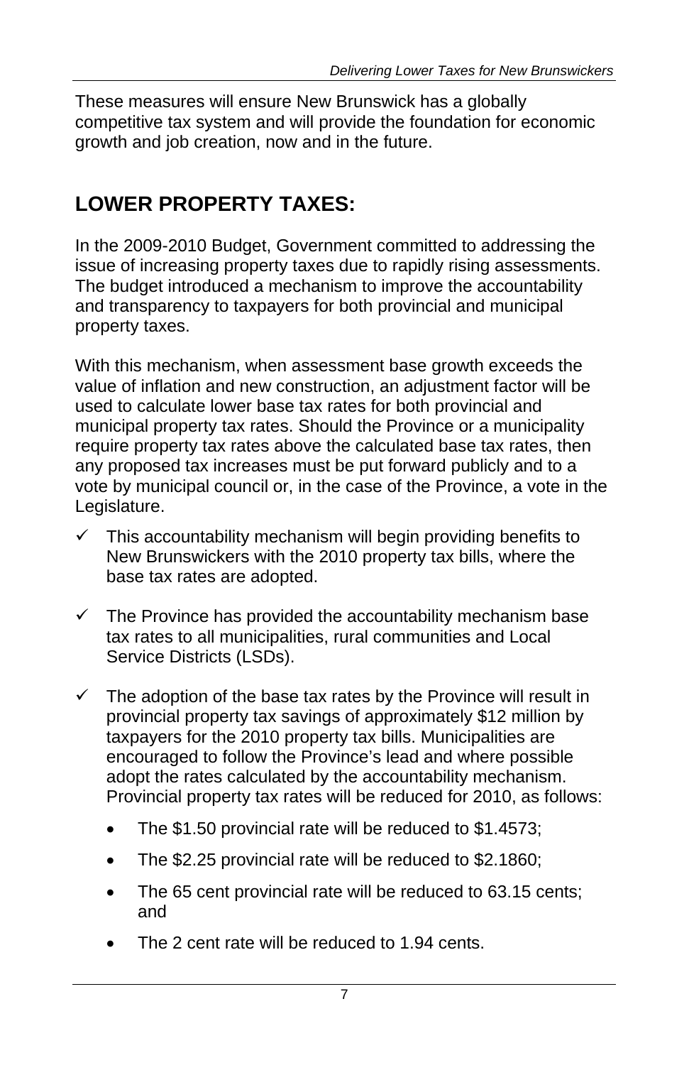These measures will ensure New Brunswick has a globally competitive tax system and will provide the foundation for economic growth and job creation, now and in the future.

## LOWER PROPERTY TAXES:

In the 2009-2010 Budget, Government committed to addressing the issue of increasing property taxes due to rapidly rising assessments. The budget introduced a mechanism to improve the accountability and transparency to taxpayers for both provincial and municipal property taxes.

With this mechanism, when assessment base growth exceeds the value of inflation and new construction, an adjustment factor will be used to calculate lower base tax rates for both provincial and municipal property tax rates. Should the Province or a municipality require property tax rates above the calculated base tax rates, then any proposed tax increases must be put forward publicly and to a vote by municipal council or, in the case of the Province, a vote in the Legislature.

- ✓ This accountability mechanism will begin providing benefits to New Brunswickers with the 2010 property tax bills, where the base tax rates are adopted.
- ✓ The Province has provided the accountability mechanism base tax rates to all municipalities, rural communities and Local Service Districts (LSDs).
- ✓ The adoption of the base tax rates by the Province will result in provincial property tax savings of approximately $12 million by taxpayers for the 2010 property tax bills. Municipalities are encouraged to follow the Province's lead and where possible adopt the rates calculated by the accountability mechanism. Provincial property tax rates will be reduced for 2010, as follows:
  - The $1.50 provincial rate will be reduced to $1.4573;
  - The $2.25 provincial rate will be reduced to $2.1860;
  - The 65 cent provincial rate will be reduced to 63.15 cents; and
  - The 2 cent rate will be reduced to 1.94 cents.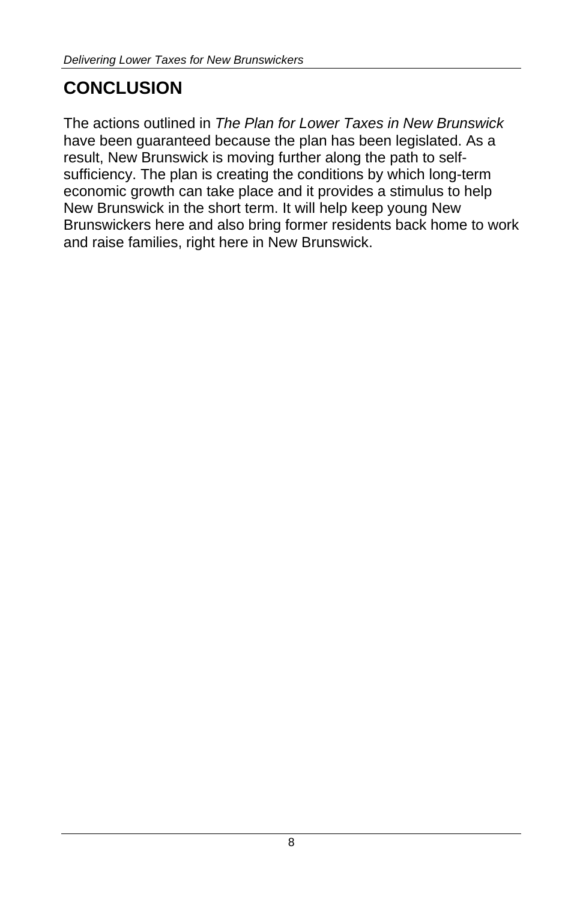# CONCLUSION

The actions outlined in *The Plan for Lower Taxes in New Brunswick* have been guaranteed because the plan has been legislated. As a result, New Brunswick is moving further along the path to self-sufficiency. The plan is creating the conditions by which long-term economic growth can take place and it provides a stimulus to help New Brunswick in the short term. It will help keep young New Brunswickers here and also bring former residents back home to work and raise families, right here in New Brunswick.